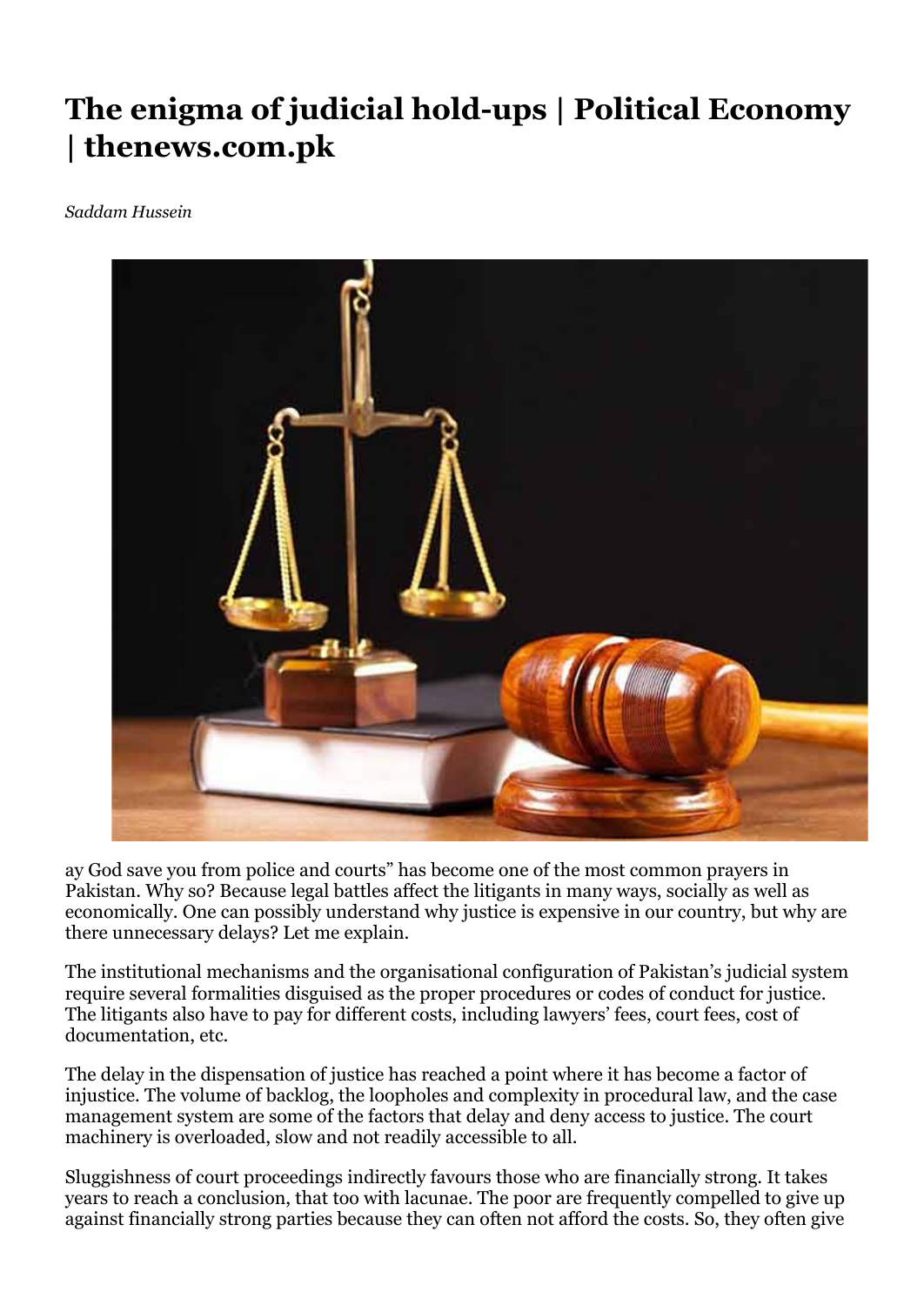# The enigma of judicial hold-ups | Political Economy | thenews.com.pk

*Saddam Hussein*

ay God save you from police and courts" has become one of the most common prayers in Pakistan. Why so? Because legal battles affect the litigants in many ways, socially as well as economically. One can possibly understand why justice is expensive in our country, but why are there unnecessary delays? Let me explain.

The institutional mechanisms and the organisational configuration of Pakistan's judicial system require several formalities disguised as the proper procedures or codes of conduct for justice. The litigants also have to pay for different costs, including lawyers' fees, court fees, cost of documentation, etc.

The delay in the dispensation of justice has reached a point where it has become a factor of injustice. The volume of backlog, the loopholes and complexity in procedural law, and the case management system are some of the factors that delay and deny access to justice. The court machinery is overloaded, slow and not readily accessible to all.

Sluggishness of court proceedings indirectly favours those who are financially strong. It takes years to reach a conclusion, that too with lacunae. The poor are frequently compelled to give up against financially strong parties because they can often not afford the costs. So, they often give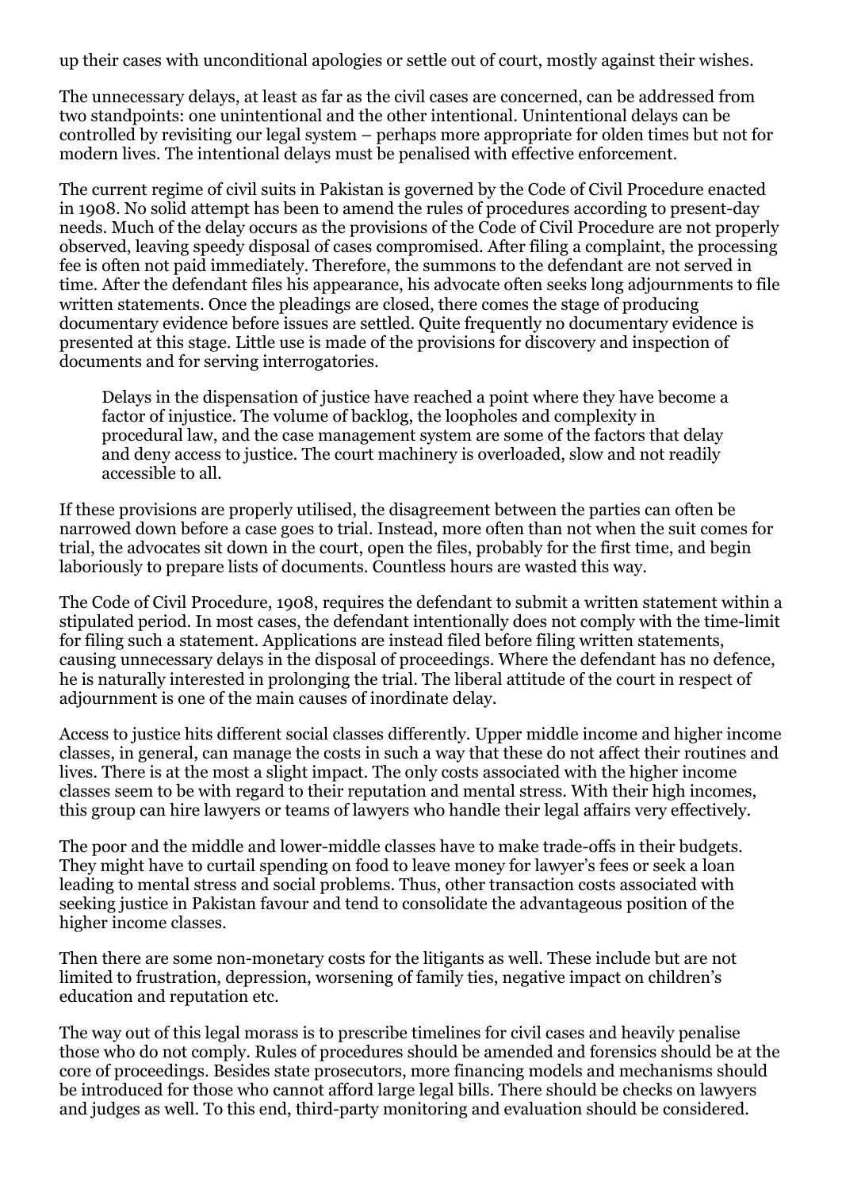up their cases with unconditional apologies or settle out of court, mostly against their wishes.

The unnecessary delays, at least as far as the civil cases are concerned, can be addressed from two standpoints: one unintentional and the other intentional. Unintentional delays can be controlled by revisiting our legal system – perhaps more appropriate for olden times but not for modern lives. The intentional delays must be penalised with effective enforcement.

The current regime of civil suits in Pakistan is governed by the Code of Civil Procedure enacted in 1908. No solid attempt has been to amend the rules of procedures according to present-day needs. Much of the delay occurs as the provisions of the Code of Civil Procedure are not properly observed, leaving speedy disposal of cases compromised. After filing a complaint, the processing fee is often not paid immediately. Therefore, the summons to the defendant are not served in time. After the defendant files his appearance, his advocate often seeks long adjournments to file written statements. Once the pleadings are closed, there comes the stage of producing documentary evidence before issues are settled. Quite frequently no documentary evidence is presented at this stage. Little use is made of the provisions for discovery and inspection of documents and for serving interrogatories.

> Delays in the dispensation of justice have reached a point where they have become a factor of injustice. The volume of backlog, the loopholes and complexity in procedural law, and the case management system are some of the factors that delay and deny access to justice. The court machinery is overloaded, slow and not readily accessible to all.

If these provisions are properly utilised, the disagreement between the parties can often be narrowed down before a case goes to trial. Instead, more often than not when the suit comes for trial, the advocates sit down in the court, open the files, probably for the first time, and begin laboriously to prepare lists of documents. Countless hours are wasted this way.

The Code of Civil Procedure, 1908, requires the defendant to submit a written statement within a stipulated period. In most cases, the defendant intentionally does not comply with the time-limit for filing such a statement. Applications are instead filed before filing written statements, causing unnecessary delays in the disposal of proceedings. Where the defendant has no defence, he is naturally interested in prolonging the trial. The liberal attitude of the court in respect of adjournment is one of the main causes of inordinate delay.

Access to justice hits different social classes differently. Upper middle income and higher income classes, in general, can manage the costs in such a way that these do not affect their routines and lives. There is at the most a slight impact. The only costs associated with the higher income classes seem to be with regard to their reputation and mental stress. With their high incomes, this group can hire lawyers or teams of lawyers who handle their legal affairs very effectively.

The poor and the middle and lower-middle classes have to make trade-offs in their budgets. They might have to curtail spending on food to leave money for lawyer's fees or seek a loan leading to mental stress and social problems. Thus, other transaction costs associated with seeking justice in Pakistan favour and tend to consolidate the advantageous position of the higher income classes.

Then there are some non-monetary costs for the litigants as well. These include but are not limited to frustration, depression, worsening of family ties, negative impact on children's education and reputation etc.

The way out of this legal morass is to prescribe timelines for civil cases and heavily penalise those who do not comply. Rules of procedures should be amended and forensics should be at the core of proceedings. Besides state prosecutors, more financing models and mechanisms should be introduced for those who cannot afford large legal bills. There should be checks on lawyers and judges as well. To this end, third-party monitoring and evaluation should be considered.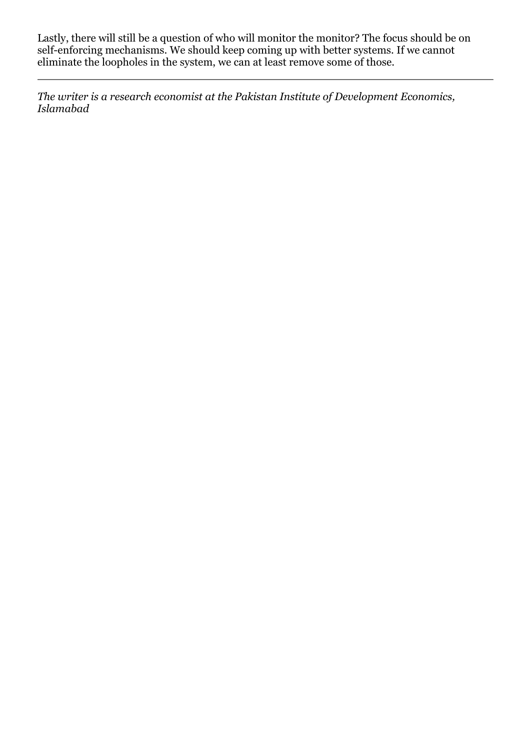Lastly, there will still be a question of who will monitor the monitor? The focus should be on self-enforcing mechanisms. We should keep coming up with better systems. If we cannot eliminate the loopholes in the system, we can at least remove some of those.

---

*The writer is a research economist at the Pakistan Institute of Development Economics, Islamabad*